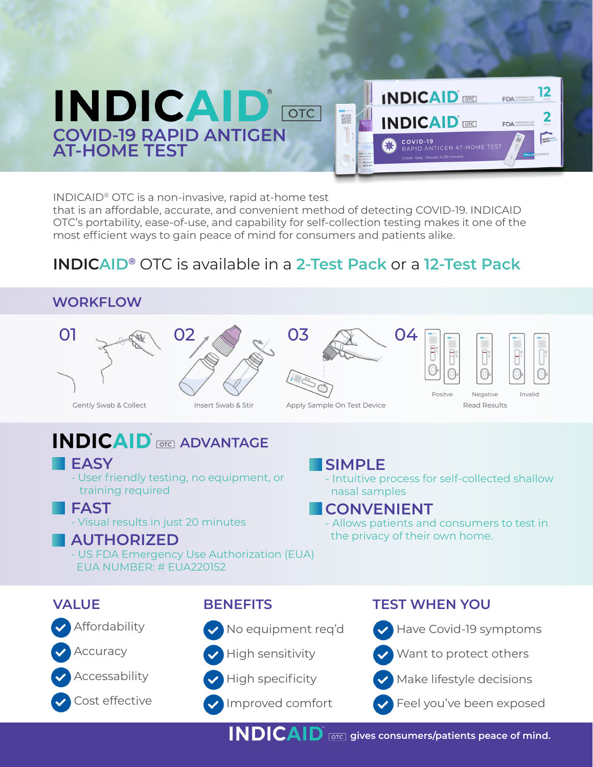# INDICAID® OTC

## COVID-19 RAPID ANTIGEN AT-HOME TEST

INDICAID® OTC is a non-invasive, rapid at-home test that is an affordable, accurate, and convenient method of detecting COVID-19. INDICAID OTC's portability, ease-of-use, and capability for self-collection testing makes it one of the most efficient ways to gain peace of mind for consumers and patients alike.

### INDICAID® OTC is available in a **2-Test Pack** or a **12-Test Pack**

## WORKFLOW

01 Gently Swab & Collect

02 Insert Swab & Stir

03 Apply Sample On Test Device

04 Read Results

Positve

Negative

Invalid

## INDICAID® OTC ADVANTAGE

### EASY

- User friendly testing, no equipment, or training required

### FAST

- Visual results in just 20 minutes

### AUTHORIZED

- US FDA Emergency Use Authorization (EUA) EUA NUMBER: # EUA220152

### SIMPLE

- Intuitive process for self-collected shallow nasal samples

### CONVENIENT

- Allows patients and consumers to test in the privacy of their own home.

## VALUE

- Affordability
- Accuracy
- Accessability
- Cost effective

## BENEFITS

- No equipment req'd
- High sensitivity
- High specificity
- Improved comfort

## TEST WHEN YOU

- Have Covid-19 symptoms
- Want to protect others
- Make lifestyle decisions
- Feel you've been exposed

**INDICAID® OTC gives consumers/patients peace of mind.**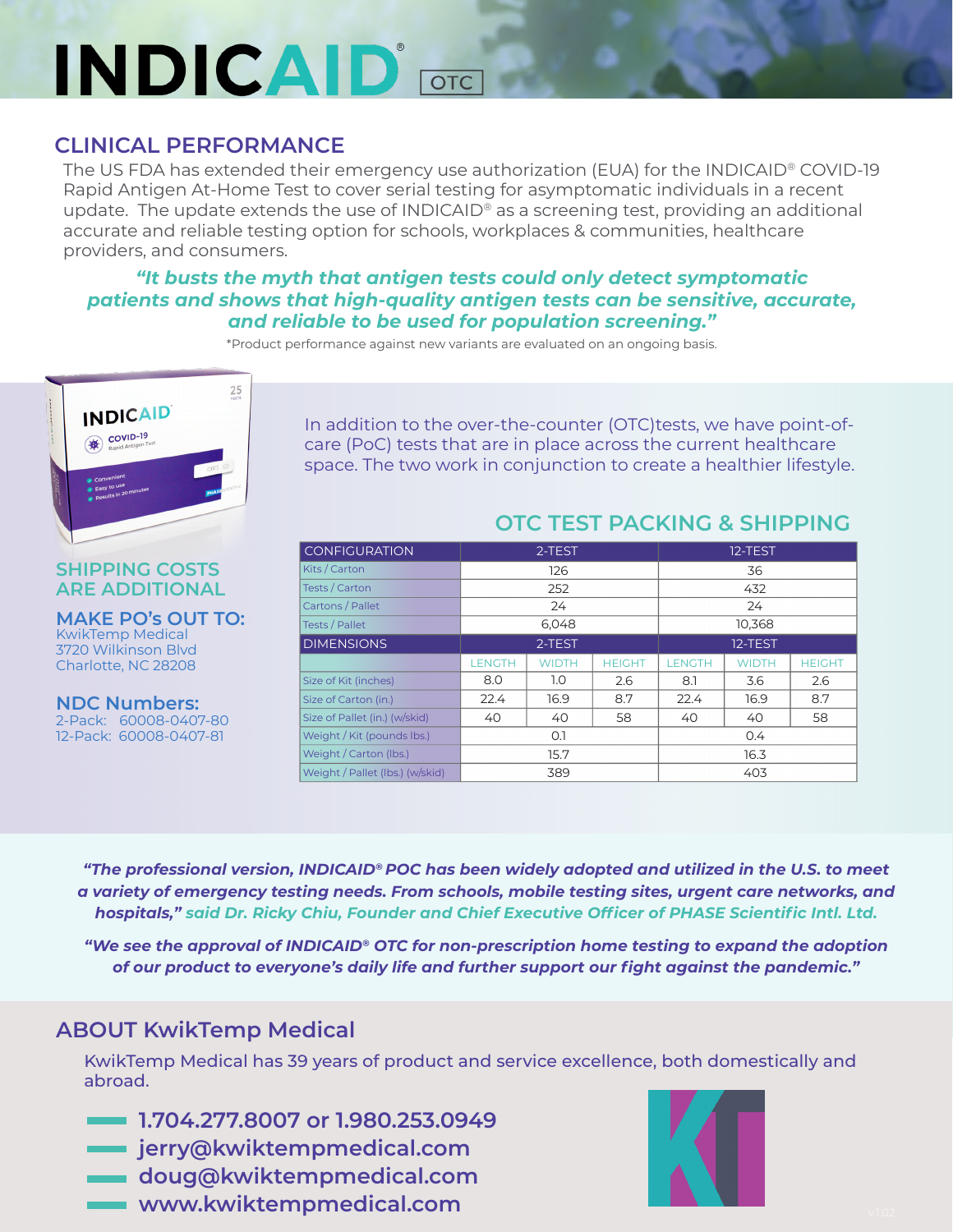# INDICAID® OTC

## CLINICAL PERFORMANCE

The US FDA has extended their emergency use authorization (EUA) for the INDICAID® COVID-19 Rapid Antigen At-Home Test to cover serial testing for asymptomatic individuals in a recent update. The update extends the use of INDICAID® as a screening test, providing an additional accurate and reliable testing option for schools, workplaces & communities, healthcare providers, and consumers.

***"It busts the myth that antigen tests could only detect symptomatic patients and shows that high-quality antigen tests can be sensitive, accurate, and reliable to be used for population screening."***

*Product performance against new variants are evaluated on an ongoing basis.

In addition to the over-the-counter (OTC)tests, we have point-of-care (PoC) tests that are in place across the current healthcare space. The two work in conjunction to create a healthier lifestyle.

## SHIPPING COSTS ARE ADDITIONAL

## MAKE PO's OUT TO:

KwikTemp Medical
3720 Wilkinson Blvd
Charlotte, NC 28208

## NDC Numbers:

2-Pack: 60008-0407-80
12-Pack: 60008-0407-81

## OTC TEST PACKING & SHIPPING

| CONFIGURATION | 2-TEST | | | 12-TEST | | |
|---|---|---|---|---|---|---|
| Kits / Carton | 126 | | | 36 | | |
| Tests / Carton | 252 | | | 432 | | |
| Cartons / Pallet | 24 | | | 24 | | |
| Tests / Pallet | 6,048 | | | 10,368 | | |
| DIMENSIONS | 2-TEST | | | 12-TEST | | |
| | LENGTH | WIDTH | HEIGHT | LENGTH | WIDTH | HEIGHT |
| Size of Kit (inches) | 8.0 | 1.0 | 2.6 | 8.1 | 3.6 | 2.6 |
| Size of Carton (in.) | 22.4 | 16.9 | 8.7 | 22.4 | 16.9 | 8.7 |
| Size of Pallet (in.) (w/skid) | 40 | 40 | 58 | 40 | 40 | 58 |
| Weight / Kit (pounds lbs.) | 0.1 | | | 0.4 | | |
| Weight / Carton (lbs.) | 15.7 | | | 16.3 | | |
| Weight / Pallet (lbs.) (w/skid) | 389 | | | 403 | | |

***"The professional version, INDICAID® POC has been widely adopted and utilized in the U.S. to meet a variety of emergency testing needs. From schools, mobile testing sites, urgent care networks, and hospitals,"*** *said Dr. Ricky Chiu, Founder and Chief Executive Officer of PHASE Scientific Intl. Ltd.*

***"We see the approval of INDICAID® OTC for non-prescription home testing to expand the adoption of our product to everyone's daily life and further support our fight against the pandemic."***

## ABOUT KwikTemp Medical

KwikTemp Medical has 39 years of product and service excellence, both domestically and abroad.

- **1.704.277.8007 or 1.980.253.0949**
- **jerry@kwiktempmedical.com**
- **doug@kwiktempmedical.com**
- **www.kwiktempmedical.com**